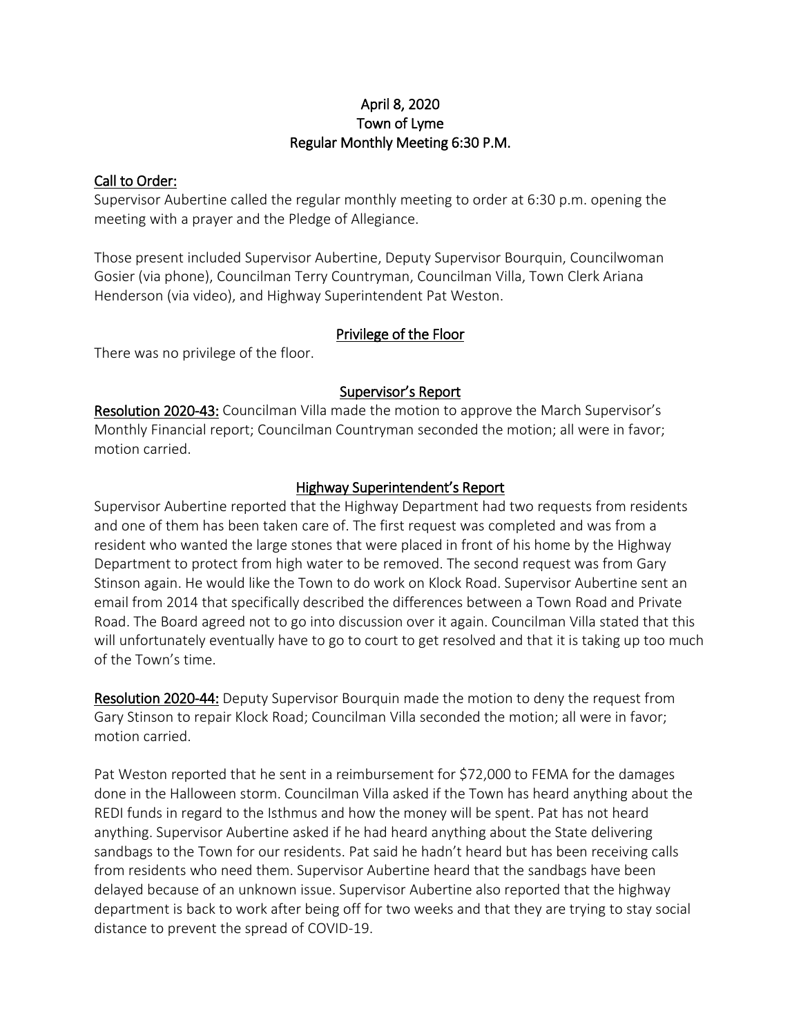# April 8, 2020
# Town of Lyme
# Regular Monthly Meeting 6:30 P.M.

## Call to Order:

Supervisor Aubertine called the regular monthly meeting to order at 6:30 p.m. opening the meeting with a prayer and the Pledge of Allegiance.

Those present included Supervisor Aubertine, Deputy Supervisor Bourquin, Councilwoman Gosier (via phone), Councilman Terry Countryman, Councilman Villa, Town Clerk Ariana Henderson (via video), and Highway Superintendent Pat Weston.

## Privilege of the Floor

There was no privilege of the floor.

## Supervisor's Report

**Resolution 2020-43:** Councilman Villa made the motion to approve the March Supervisor's Monthly Financial report; Councilman Countryman seconded the motion; all were in favor; motion carried.

## Highway Superintendent's Report

Supervisor Aubertine reported that the Highway Department had two requests from residents and one of them has been taken care of. The first request was completed and was from a resident who wanted the large stones that were placed in front of his home by the Highway Department to protect from high water to be removed. The second request was from Gary Stinson again. He would like the Town to do work on Klock Road. Supervisor Aubertine sent an email from 2014 that specifically described the differences between a Town Road and Private Road. The Board agreed not to go into discussion over it again. Councilman Villa stated that this will unfortunately eventually have to go to court to get resolved and that it is taking up too much of the Town's time.

**Resolution 2020-44:** Deputy Supervisor Bourquin made the motion to deny the request from Gary Stinson to repair Klock Road; Councilman Villa seconded the motion; all were in favor; motion carried.

Pat Weston reported that he sent in a reimbursement for $72,000 to FEMA for the damages done in the Halloween storm. Councilman Villa asked if the Town has heard anything about the REDI funds in regard to the Isthmus and how the money will be spent. Pat has not heard anything. Supervisor Aubertine asked if he had heard anything about the State delivering sandbags to the Town for our residents. Pat said he hadn't heard but has been receiving calls from residents who need them. Supervisor Aubertine heard that the sandbags have been delayed because of an unknown issue. Supervisor Aubertine also reported that the highway department is back to work after being off for two weeks and that they are trying to stay social distance to prevent the spread of COVID-19.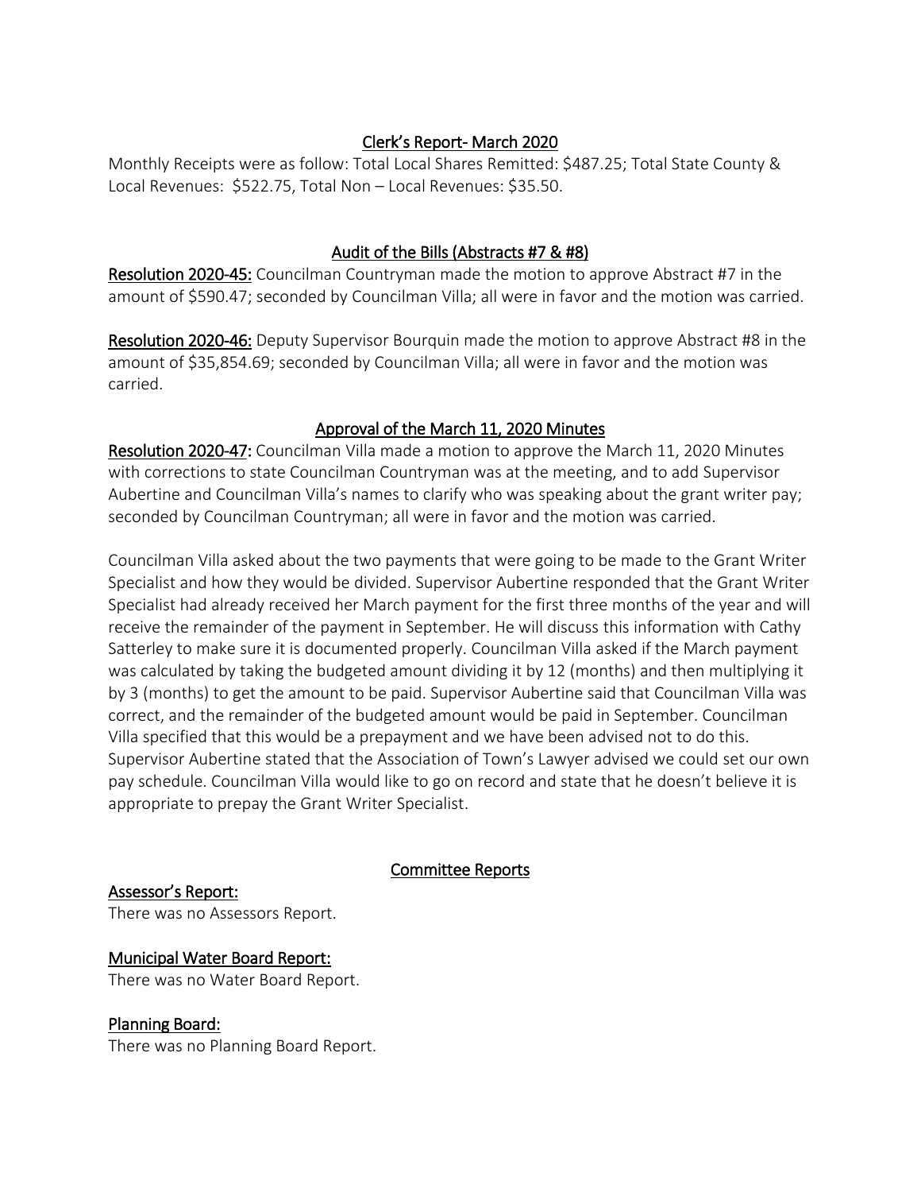## Clerk's Report- March 2020

Monthly Receipts were as follow: Total Local Shares Remitted: $487.25; Total State County & Local Revenues: $522.75, Total Non – Local Revenues: $35.50.

## Audit of the Bills (Abstracts #7 & #8)

**Resolution 2020-45:** Councilman Countryman made the motion to approve Abstract #7 in the amount of $590.47; seconded by Councilman Villa; all were in favor and the motion was carried.

**Resolution 2020-46:** Deputy Supervisor Bourquin made the motion to approve Abstract #8 in the amount of $35,854.69; seconded by Councilman Villa; all were in favor and the motion was carried.

## Approval of the March 11, 2020 Minutes

**Resolution 2020-47:** Councilman Villa made a motion to approve the March 11, 2020 Minutes with corrections to state Councilman Countryman was at the meeting, and to add Supervisor Aubertine and Councilman Villa's names to clarify who was speaking about the grant writer pay; seconded by Councilman Countryman; all were in favor and the motion was carried.

Councilman Villa asked about the two payments that were going to be made to the Grant Writer Specialist and how they would be divided. Supervisor Aubertine responded that the Grant Writer Specialist had already received her March payment for the first three months of the year and will receive the remainder of the payment in September. He will discuss this information with Cathy Satterley to make sure it is documented properly. Councilman Villa asked if the March payment was calculated by taking the budgeted amount dividing it by 12 (months) and then multiplying it by 3 (months) to get the amount to be paid. Supervisor Aubertine said that Councilman Villa was correct, and the remainder of the budgeted amount would be paid in September. Councilman Villa specified that this would be a prepayment and we have been advised not to do this. Supervisor Aubertine stated that the Association of Town's Lawyer advised we could set our own pay schedule. Councilman Villa would like to go on record and state that he doesn't believe it is appropriate to prepay the Grant Writer Specialist.

## Committee Reports

### Assessor's Report:

There was no Assessors Report.

### Municipal Water Board Report:

There was no Water Board Report.

### Planning Board:

There was no Planning Board Report.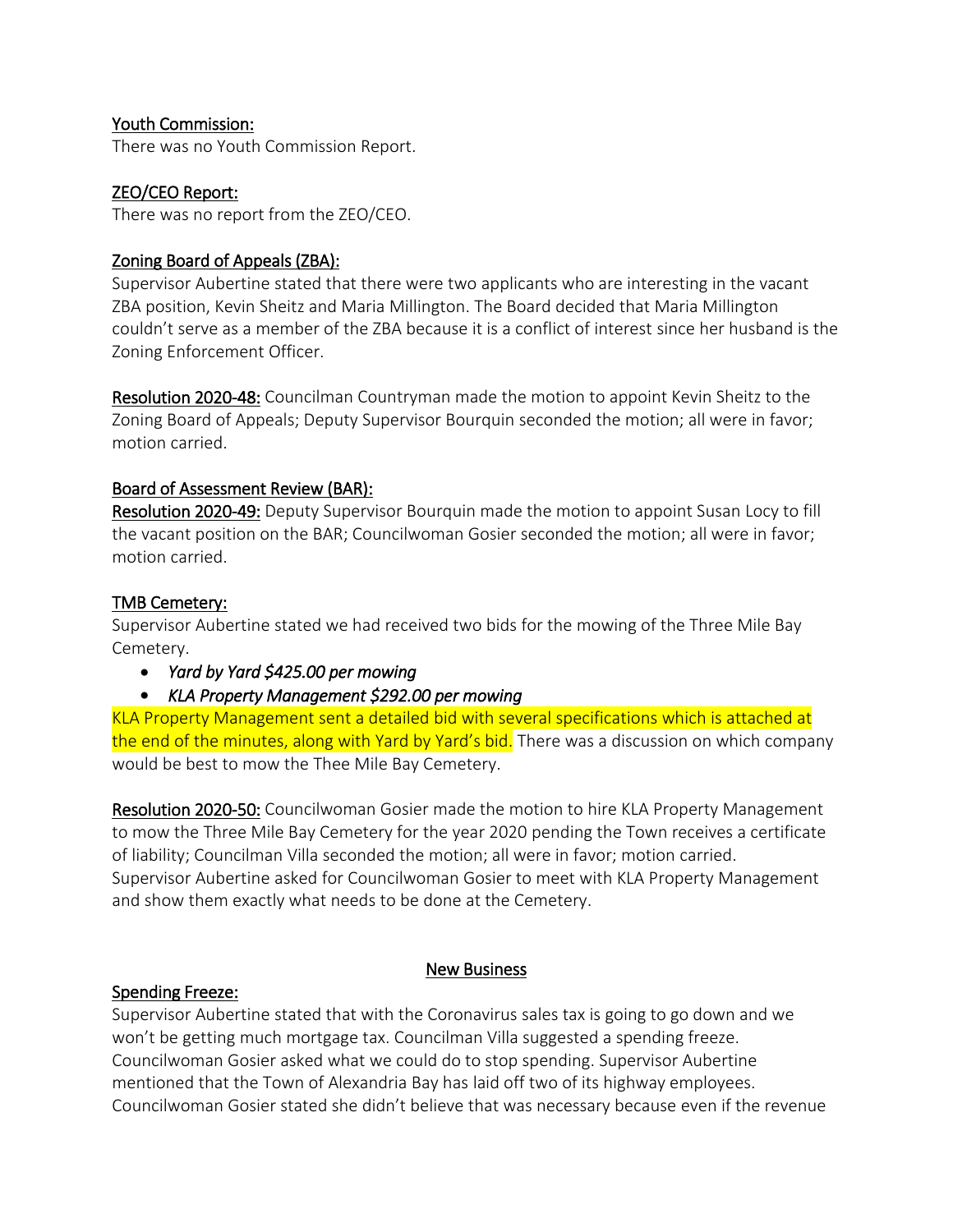Youth Commission:

There was no Youth Commission Report.

ZEO/CEO Report:

There was no report from the ZEO/CEO.

Zoning Board of Appeals (ZBA):

Supervisor Aubertine stated that there were two applicants who are interesting in the vacant ZBA position, Kevin Sheitz and Maria Millington. The Board decided that Maria Millington couldn't serve as a member of the ZBA because it is a conflict of interest since her husband is the Zoning Enforcement Officer.

Resolution 2020-48: Councilman Countryman made the motion to appoint Kevin Sheitz to the Zoning Board of Appeals; Deputy Supervisor Bourquin seconded the motion; all were in favor; motion carried.

Board of Assessment Review (BAR):

Resolution 2020-49: Deputy Supervisor Bourquin made the motion to appoint Susan Locy to fill the vacant position on the BAR; Councilwoman Gosier seconded the motion; all were in favor; motion carried.

TMB Cemetery:

Supervisor Aubertine stated we had received two bids for the mowing of the Three Mile Bay Cemetery.

- *Yard by Yard $425.00 per mowing*
- *KLA Property Management $292.00 per mowing*

KLA Property Management sent a detailed bid with several specifications which is attached at the end of the minutes, along with Yard by Yard's bid. There was a discussion on which company would be best to mow the Thee Mile Bay Cemetery.

Resolution 2020-50: Councilwoman Gosier made the motion to hire KLA Property Management to mow the Three Mile Bay Cemetery for the year 2020 pending the Town receives a certificate of liability; Councilman Villa seconded the motion; all were in favor; motion carried. Supervisor Aubertine asked for Councilwoman Gosier to meet with KLA Property Management and show them exactly what needs to be done at the Cemetery.

## New Business

Spending Freeze:

Supervisor Aubertine stated that with the Coronavirus sales tax is going to go down and we won't be getting much mortgage tax. Councilman Villa suggested a spending freeze. Councilwoman Gosier asked what we could do to stop spending. Supervisor Aubertine mentioned that the Town of Alexandria Bay has laid off two of its highway employees. Councilwoman Gosier stated she didn't believe that was necessary because even if the revenue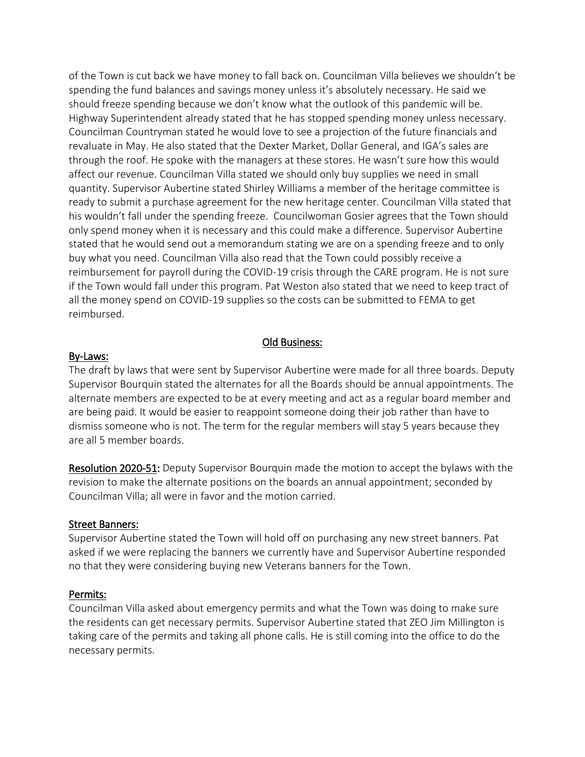of the Town is cut back we have money to fall back on. Councilman Villa believes we shouldn't be spending the fund balances and savings money unless it's absolutely necessary. He said we should freeze spending because we don't know what the outlook of this pandemic will be. Highway Superintendent already stated that he has stopped spending money unless necessary. Councilman Countryman stated he would love to see a projection of the future financials and revaluate in May. He also stated that the Dexter Market, Dollar General, and IGA's sales are through the roof. He spoke with the managers at these stores. He wasn't sure how this would affect our revenue. Councilman Villa stated we should only buy supplies we need in small quantity. Supervisor Aubertine stated Shirley Williams a member of the heritage committee is ready to submit a purchase agreement for the new heritage center. Councilman Villa stated that his wouldn't fall under the spending freeze. Councilwoman Gosier agrees that the Town should only spend money when it is necessary and this could make a difference. Supervisor Aubertine stated that he would send out a memorandum stating we are on a spending freeze and to only buy what you need. Councilman Villa also read that the Town could possibly receive a reimbursement for payroll during the COVID-19 crisis through the CARE program. He is not sure if the Town would fall under this program. Pat Weston also stated that we need to keep tract of all the money spend on COVID-19 supplies so the costs can be submitted to FEMA to get reimbursed.

## Old Business:

### By-Laws:

The draft by laws that were sent by Supervisor Aubertine were made for all three boards. Deputy Supervisor Bourquin stated the alternates for all the Boards should be annual appointments. The alternate members are expected to be at every meeting and act as a regular board member and are being paid. It would be easier to reappoint someone doing their job rather than have to dismiss someone who is not. The term for the regular members will stay 5 years because they are all 5 member boards.

**Resolution 2020-51:** Deputy Supervisor Bourquin made the motion to accept the bylaws with the revision to make the alternate positions on the boards an annual appointment; seconded by Councilman Villa; all were in favor and the motion carried.

### Street Banners:

Supervisor Aubertine stated the Town will hold off on purchasing any new street banners. Pat asked if we were replacing the banners we currently have and Supervisor Aubertine responded no that they were considering buying new Veterans banners for the Town.

### Permits:

Councilman Villa asked about emergency permits and what the Town was doing to make sure the residents can get necessary permits. Supervisor Aubertine stated that ZEO Jim Millington is taking care of the permits and taking all phone calls. He is still coming into the office to do the necessary permits.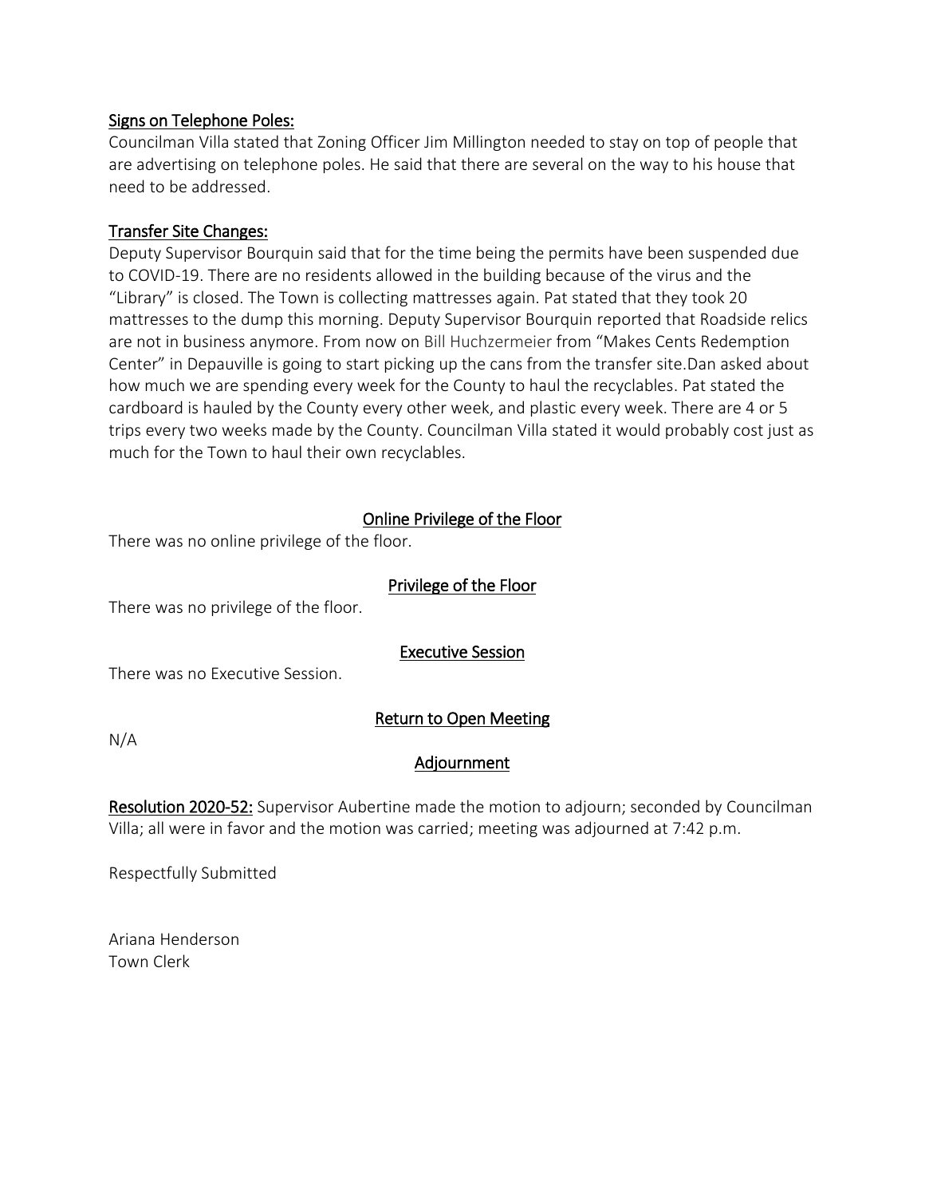<u>Signs on Telephone Poles:</u>

Councilman Villa stated that Zoning Officer Jim Millington needed to stay on top of people that are advertising on telephone poles. He said that there are several on the way to his house that need to be addressed.

<u>Transfer Site Changes:</u>

Deputy Supervisor Bourquin said that for the time being the permits have been suspended due to COVID-19. There are no residents allowed in the building because of the virus and the "Library" is closed. The Town is collecting mattresses again. Pat stated that they took 20 mattresses to the dump this morning. Deputy Supervisor Bourquin reported that Roadside relics are not in business anymore. From now on Bill Huchzermeier from "Makes Cents Redemption Center" in Depauville is going to start picking up the cans from the transfer site.Dan asked about how much we are spending every week for the County to haul the recyclables. Pat stated the cardboard is hauled by the County every other week, and plastic every week. There are 4 or 5 trips every two weeks made by the County. Councilman Villa stated it would probably cost just as much for the Town to haul their own recyclables.

## Online Privilege of the Floor

There was no online privilege of the floor.

## Privilege of the Floor

There was no privilege of the floor.

## Executive Session

There was no Executive Session.

## Return to Open Meeting

N/A

## Adjournment

**Resolution 2020-52:** Supervisor Aubertine made the motion to adjourn; seconded by Councilman Villa; all were in favor and the motion was carried; meeting was adjourned at 7:42 p.m.

Respectfully Submitted

Ariana Henderson
Town Clerk